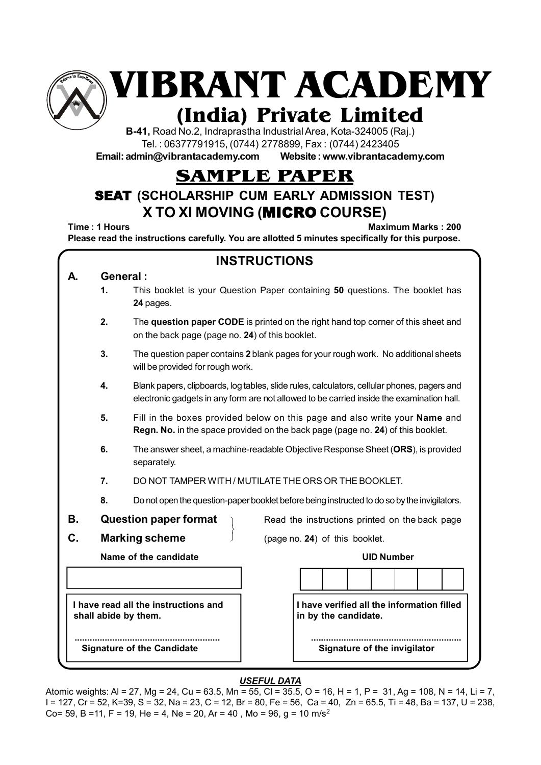# VIBRANT ACADEMY

## (India) Private Limited

**B-41,** Road No.2, Indraprastha Industrial Area, Kota-324005 (Raj.)
Tel. : 06377791915, (0744) 2778899, Fax : (0744) 2423405
**Email: admin@vibrantacademy.com Website : www.vibrantacademy.com**

# SAMPLE PAPER

## SEAT (SCHOLARSHIP CUM EARLY ADMISSION TEST)

## X TO XI MOVING (MICRO COURSE)

**Time : 1 Hours** **Maximum Marks : 200**

**Please read the instructions carefully. You are allotted 5 minutes specifically for this purpose.**

### INSTRUCTIONS

**A. General :**

1. This booklet is your Question Paper containing **50** questions. The booklet has **24** pages.
2. The **question paper CODE** is printed on the right hand top corner of this sheet and on the back page (page no. **24**) of this booklet.
3. The question paper contains **2** blank pages for your rough work. No additional sheets will be provided for rough work.
4. Blank papers, clipboards, log tables, slide rules, calculators, cellular phones, pagers and electronic gadgets in any form are not allowed to be carried inside the examination hall.
5. Fill in the boxes provided below on this page and also write your **Name** and **Regn. No.** in the space provided on the back page (page no. **24**) of this booklet.
6. The answer sheet, a machine-readable Objective Response Sheet (**ORS**), is provided separately.
7. DO NOT TAMPER WITH / MUTILATE THE ORS OR THE BOOKLET.
8. Do not open the question-paper booklet before being instructed to do so by the invigilators.

**B. Question paper format**
**C. Marking scheme**

Read the instructions printed on the back page (page no. **24**) of this booklet.

**Name of the candidate** **UID Number**

**I have read all the instructions and shall abide by them.**

.........................................................
**Signature of the Candidate**

**I have verified all the information filled in by the candidate.**

.........................................................
**Signature of the invigilator**

***USEFUL DATA***

Atomic weights: Al = 27, Mg = 24, Cu = 63.5, Mn = 55, Cl = 35.5, O = 16, H = 1, P = 31, Ag = 108, N = 14, Li = 7, I = 127, Cr = 52, K=39, S = 32, Na = 23, C = 12, Br = 80, Fe = 56, Ca = 40, Zn = 65.5, Ti = 48, Ba = 137, U = 238, Co= 59, B =11, F = 19, He = 4, Ne = 20, Ar = 40 , Mo = 96, g = 10 $m/s^2$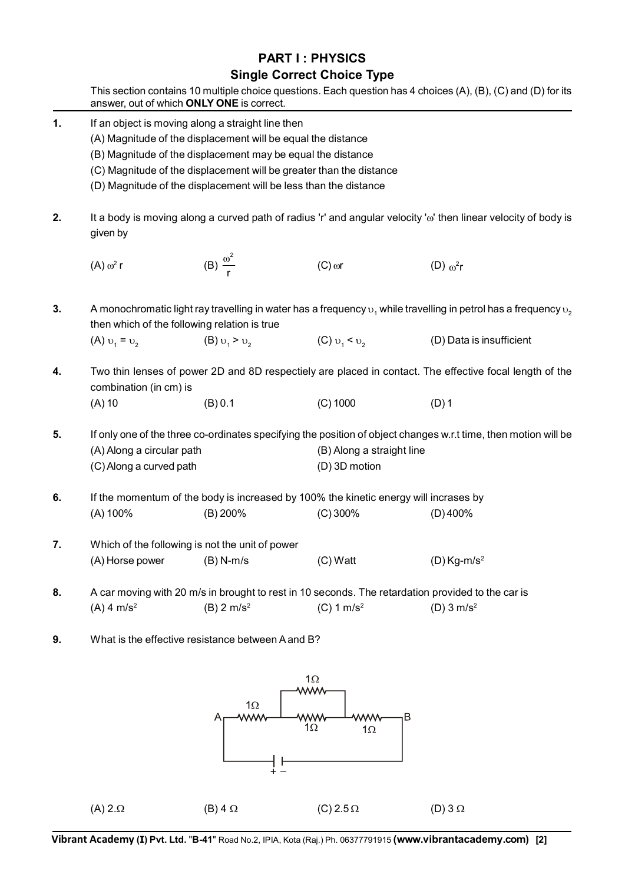## PART I : PHYSICS

### Single Correct Choice Type

This section contains 10 multiple choice questions. Each question has 4 choices (A), (B), (C) and (D) for its answer, out of which **ONLY ONE** is correct.

**1.** If an object is moving along a straight line then

(A) Magnitude of the displacement will be equal the distance

(B) Magnitude of the displacement may be equal the distance

(C) Magnitude of the displacement will be greater than the distance

(D) Magnitude of the displacement will be less than the distance

**2.** It a body is moving along a curved path of radius 'r' and angular velocity '$\omega$' then linear velocity of body is given by

(A) $\omega^2 r$ (B) $\frac{\omega^2}{r}$ (C) $\omega r$ (D) $\omega^2 r$

**3.** A monochromatic light ray travelling in water has a frequency $\upsilon_1$ while travelling in petrol has a frequency $\upsilon_2$ then which of the following relation is true

(A) $\upsilon_1 = \upsilon_2$ (B) $\upsilon_1 > \upsilon_2$ (C) $\upsilon_1 < \upsilon_2$ (D) Data is insufficient

**4.** Two thin lenses of power 2D and 8D respectiely are placed in contact. The effective focal length of the combination (in cm) is

(A) 10 (B) 0.1 (C) 1000 (D) 1

**5.** If only one of the three co-ordinates specifying the position of object changes w.r.t time, then motion will be

(A) Along a circular path (B) Along a straight line

(C) Along a curved path (D) 3D motion

**6.** If the momentum of the body is increased by 100% the kinetic energy will incrases by

(A) 100% (B) 200% (C) 300% (D) 400%

**7.** Which of the following is not the unit of power

(A) Horse power (B) N-m/s (C) Watt (D) Kg-m/s$^2$

**8.** A car moving with 20 m/s in brought to rest in 10 seconds. The retardation provided to the car is

(A) 4 m/s$^2$ (B) 2 m/s$^2$ (C) 1 m/s$^2$ (D) 3 m/s$^2$

**9.** What is the effective resistance between A and B?

(A) 2.$\Omega$ (B) 4 $\Omega$ (C) 2.5 $\Omega$ (D) 3 $\Omega$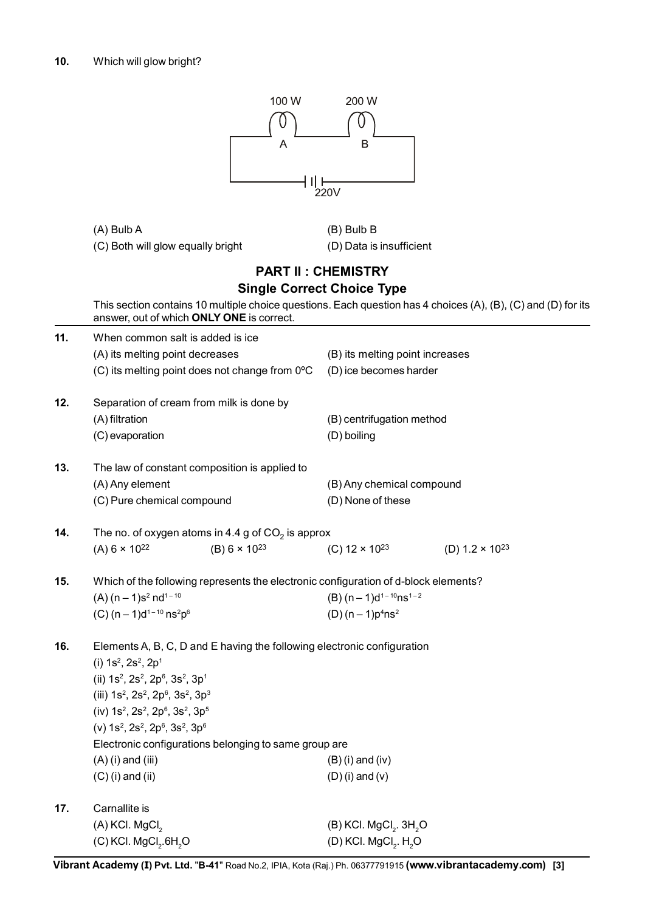**10.** Which will glow bright?

100 W &nbsp;&nbsp;&nbsp;&nbsp; 200 W

A &nbsp;&nbsp;&nbsp;&nbsp; B

220V

(A) Bulb A
(B) Bulb B
(C) Both will glow equally bright
(D) Data is insufficient

## PART II : CHEMISTRY

### Single Correct Choice Type

This section contains 10 multiple choice questions. Each question has 4 choices (A), (B), (C) and (D) for its answer, out of which **ONLY ONE** is correct.

**11.** When common salt is added is ice
(A) its melting point decreases
(B) its melting point increases
(C) its melting point does not change from 0ºC
(D) ice becomes harder

**12.** Separation of cream from milk is done by
(A) filtration
(B) centrifugation method
(C) evaporation
(D) boiling

**13.** The law of constant composition is applied to
(A) Any element
(B) Any chemical compound
(C) Pure chemical compound
(D) None of these

**14.** The no. of oxygen atoms in 4.4 g of $CO_2$ is approx
(A) $6 \times 10^{22}$
(B) $6 \times 10^{23}$
(C) $12 \times 10^{23}$
(D) $1.2 \times 10^{23}$

**15.** Which of the following represents the electronic configuration of d-block elements?
(A) $(n-1)s^2\ nd^{1-10}$
(B) $(n-1)d^{1-10}ns^{1-2}$
(C) $(n-1)d^{1-10}\ ns^2p^6$
(D) $(n-1)p^4ns^2$

**16.** Elements A, B, C, D and E having the following electronic configuration
(i) $1s^2, 2s^2, 2p^1$
(ii) $1s^2, 2s^2, 2p^6, 3s^2, 3p^1$
(iii) $1s^2, 2s^2, 2p^6, 3s^2, 3p^3$
(iv) $1s^2, 2s^2, 2p^6, 3s^2, 3p^5$
(v) $1s^2, 2s^2, 2p^6, 3s^2, 3p^6$
Electronic configurations belonging to same group are
(A) (i) and (iii)
(B) (i) and (iv)
(C) (i) and (ii)
(D) (i) and (v)

**17.** Carnallite is
(A) $KCl.\ MgCl_2$
(B) $KCl.\ MgCl_2.\ 3H_2O$
(C) $KCl.\ MgCl_2.6H_2O$
(D) $KCl.\ MgCl_2.\ H_2O$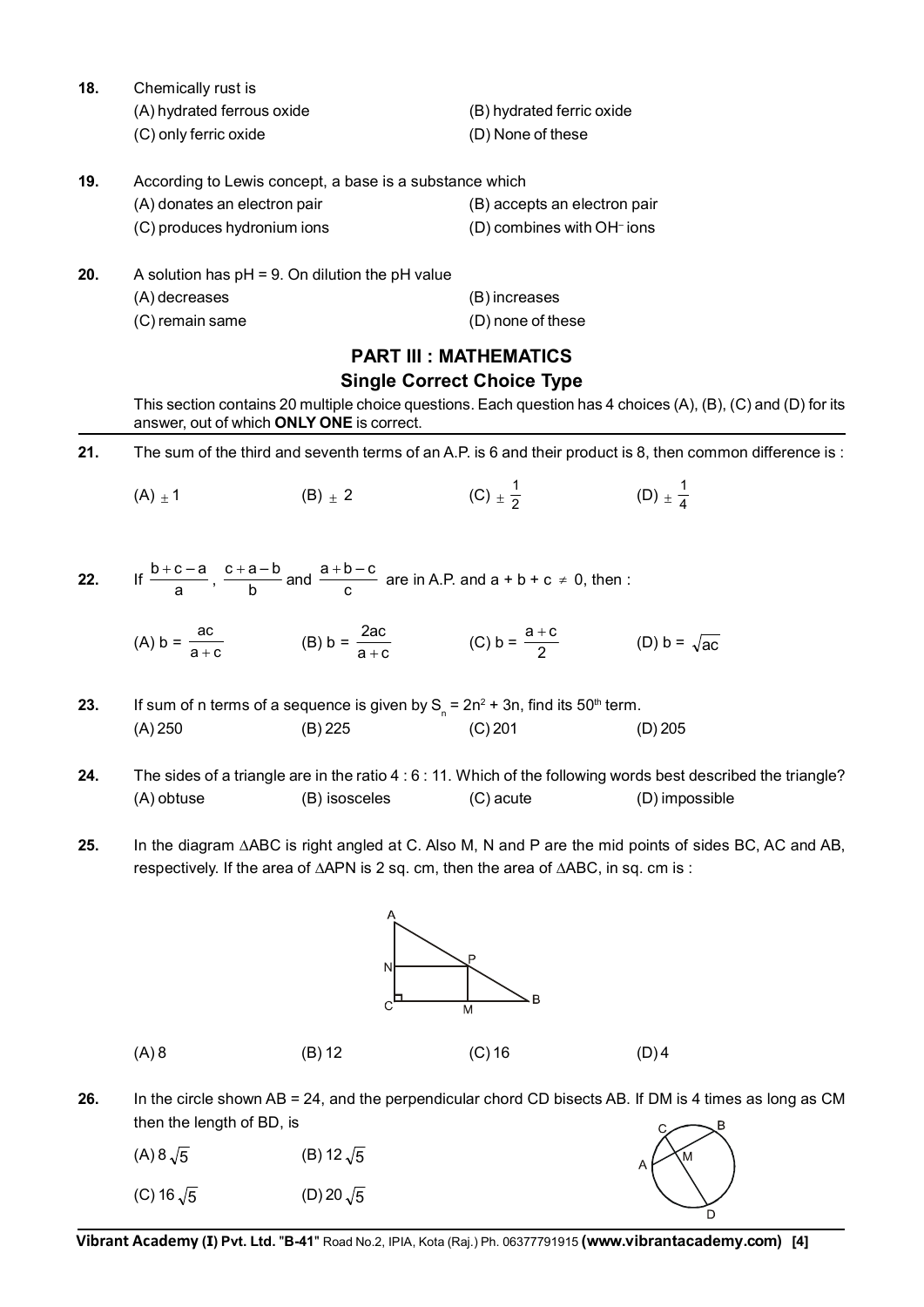**18.** Chemically rust is

(A) hydrated ferrous oxide (B) hydrated ferric oxide
(C) only ferric oxide (D) None of these

**19.** According to Lewis concept, a base is a substance which

(A) donates an electron pair (B) accepts an electron pair
(C) produces hydronium ions (D) combines with $OH^-$ ions

**20.** A solution has pH = 9. On dilution the pH value

(A) decreases (B) increases
(C) remain same (D) none of these

## PART III : MATHEMATICS

### Single Correct Choice Type

This section contains 20 multiple choice questions. Each question has 4 choices (A), (B), (C) and (D) for its answer, out of which **ONLY ONE** is correct.

**21.** The sum of the third and seventh terms of an A.P. is 6 and their product is 8, then common difference is :

(A) $\pm 1$ (B) $\pm 2$ (C) $\pm \frac{1}{2}$ (D) $\pm \frac{1}{4}$

**22.** If $\frac{b+c-a}{a}$, $\frac{c+a-b}{b}$ and $\frac{a+b-c}{c}$ are in A.P. and $a + b + c \neq 0$, then :

(A) $b = \frac{ac}{a+c}$ (B) $b = \frac{2ac}{a+c}$ (C) $b = \frac{a+c}{2}$ (D) $b = \sqrt{ac}$

**23.** If sum of n terms of a sequence is given by $S_n = 2n^2 + 3n$, find its $50^{th}$ term.

(A) 250 (B) 225 (C) 201 (D) 205

**24.** The sides of a triangle are in the ratio 4 : 6 : 11. Which of the following words best described the triangle?

(A) obtuse (B) isosceles (C) acute (D) impossible

**25.** In the diagram $\Delta ABC$ is right angled at C. Also M, N and P are the mid points of sides BC, AC and AB, respectively. If the area of $\Delta APN$ is 2 sq. cm, then the area of $\Delta ABC$, in sq. cm is :

(A) 8 (B) 12 (C) 16 (D) 4

**26.** In the circle shown AB = 24, and the perpendicular chord CD bisects AB. If DM is 4 times as long as CM then the length of BD, is

(A) $8\sqrt{5}$ (B) $12\sqrt{5}$
(C) $16\sqrt{5}$ (D) $20\sqrt{5}$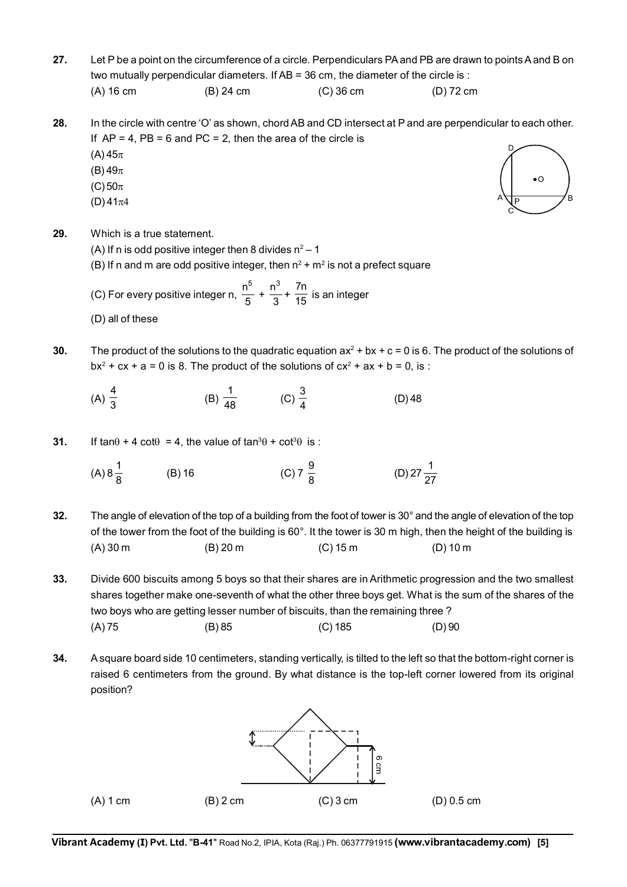**27.** Let P be a point on the circumference of a circle. Perpendiculars PA and PB are drawn to points A and B on two mutually perpendicular diameters. If AB = 36 cm, the diameter of the circle is :

(A) 16 cm (B) 24 cm (C) 36 cm (D) 72 cm

**28.** In the circle with centre 'O' as shown, chord AB and CD intersect at P and are perpendicular to each other. If AP = 4, PB = 6 and PC = 2, then the area of the circle is

(A) $45\pi$

(B) $49\pi$

(C) $50\pi$

(D) $41\pi4$

**29.** Which is a true statement.

(A) If n is odd positive integer then 8 divides $n^2 - 1$

(B) If n and m are odd positive integer, then $n^2 + m^2$ is not a prefect square

(C) For every positive integer n, $\frac{n^5}{5} + \frac{n^3}{3} + \frac{7n}{15}$ is an integer

(D) all of these

**30.** The product of the solutions to the quadratic equation $ax^2 + bx + c = 0$ is 6. The product of the solutions of $bx^2 + cx + a = 0$ is 8. The product of the solutions of $cx^2 + ax + b = 0$, is :

(A) $\frac{4}{3}$ (B) $\frac{1}{48}$ (C) $\frac{3}{4}$ (D) 48

**31.** If $\tan\theta + 4\cot\theta = 4$, the value of $\tan^3\theta + \cot^3\theta$ is :

(A) $8\frac{1}{8}$ (B) 16 (C) $7\frac{9}{8}$ (D) $27\frac{1}{27}$

**32.** The angle of elevation of the top of a building from the foot of tower is 30° and the angle of elevation of the top of the tower from the foot of the building is 60°. It the tower is 30 m high, then the height of the building is

(A) 30 m (B) 20 m (C) 15 m (D) 10 m

**33.** Divide 600 biscuits among 5 boys so that their shares are in Arithmetic progression and the two smallest shares together make one-seventh of what the other three boys get. What is the sum of the shares of the two boys who are getting lesser number of biscuits, than the remaining three ?

(A) 75 (B) 85 (C) 185 (D) 90

**34.** A square board side 10 centimeters, standing vertically, is tilted to the left so that the bottom-right corner is raised 6 centimeters from the ground. By what distance is the top-left corner lowered from its original position?

(A) 1 cm (B) 2 cm (C) 3 cm (D) 0.5 cm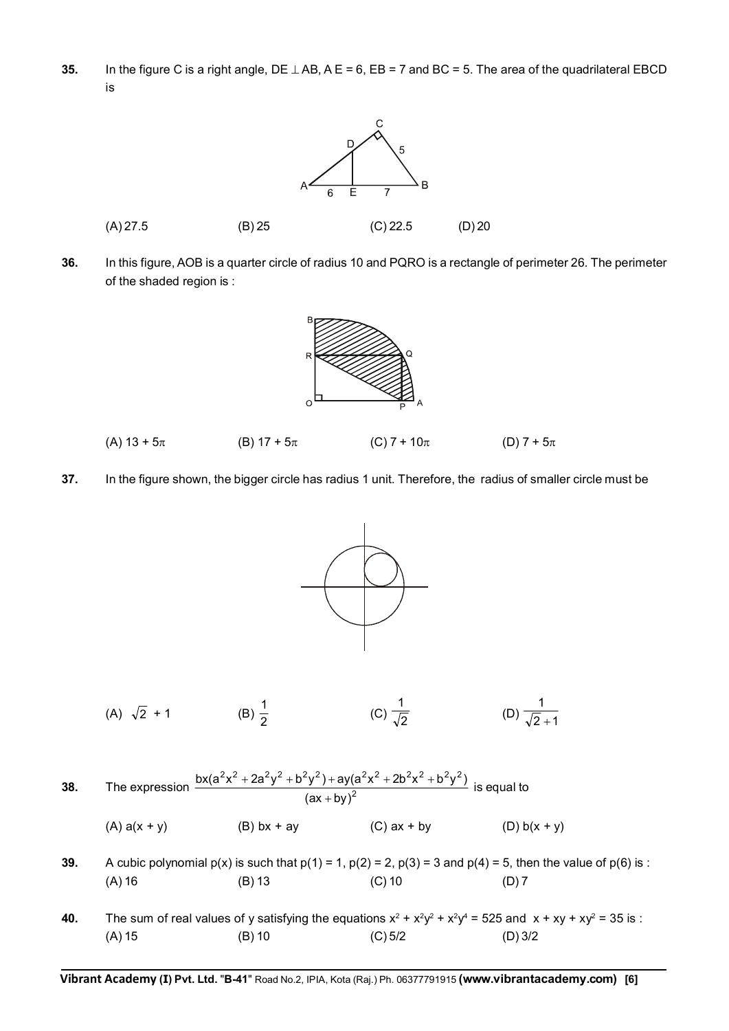**35.** In the figure C is a right angle, DE $\perp$ AB, A E = 6, EB = 7 and BC = 5. The area of the quadrilateral EBCD is

(A) 27.5 (B) 25 (C) 22.5 (D) 20

**36.** In this figure, AOB is a quarter circle of radius 10 and PQRO is a rectangle of perimeter 26. The perimeter of the shaded region is :

(A) $13 + 5\pi$ (B) $17 + 5\pi$ (C) $7 + 10\pi$ (D) $7 + 5\pi$

**37.** In the figure shown, the bigger circle has radius 1 unit. Therefore, the radius of smaller circle must be

(A) $\sqrt{2} + 1$ (B) $\frac{1}{2}$ (C) $\frac{1}{\sqrt{2}}$ (D) $\frac{1}{\sqrt{2}+1}$

**38.** The expression $\frac{bx(a^2x^2 + 2a^2y^2 + b^2y^2) + ay(a^2x^2 + 2b^2x^2 + b^2y^2)}{(ax + by)^2}$ is equal to

(A) $a(x + y)$ (B) $bx + ay$ (C) $ax + by$ (D) $b(x + y)$

**39.** A cubic polynomial $p(x)$ is such that $p(1) = 1$, $p(2) = 2$, $p(3) = 3$ and $p(4) = 5$, then the value of $p(6)$ is :
(A) 16 (B) 13 (C) 10 (D) 7

**40.** The sum of real values of y satisfying the equations $x^2 + x^2y^2 + x^2y^4 = 525$ and $x + xy + xy^2 = 35$ is :
(A) 15 (B) 10 (C) 5/2 (D) 3/2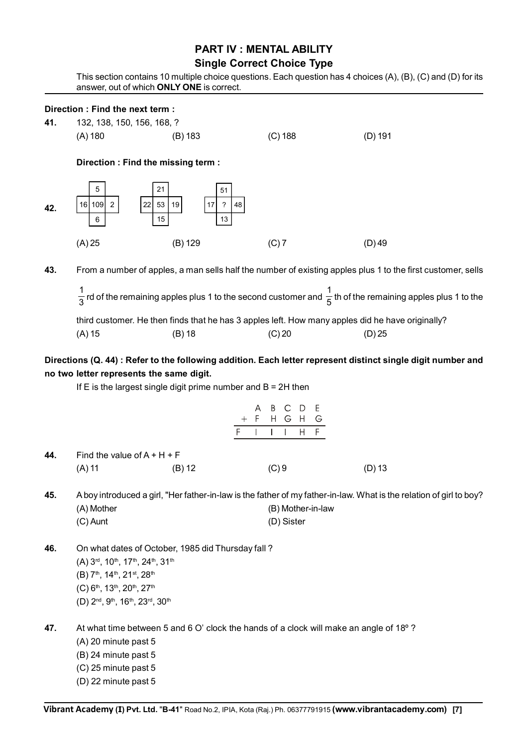## PART IV : MENTAL ABILITY

### Single Correct Choice Type

This section contains 10 multiple choice questions. Each question has 4 choices (A), (B), (C) and (D) for its answer, out of which **ONLY ONE** is correct.

**Direction : Find the next term :**

**41.** 132, 138, 150, 156, 168, ?

(A) 180 (B) 183 (C) 188 (D) 191

**Direction : Find the missing term :**

**42.**

| | | |
|---|---|---|
| | 5 | |
| 16 | 109 | 2 |
| | 6 | |

| | | |
|---|---|---|
| | 21 | |
| 22 | 53 | 19 |
| | 15 | |

| | | |
|---|---|---|
| | 51 | |
| 17 | ? | 48 |
| | 13 | |

(A) 25 (B) 129 (C) 7 (D) 49

**43.** From a number of apples, a man sells half the number of existing apples plus 1 to the first customer, sells $\frac{1}{3}$rd of the remaining apples plus 1 to the second customer and $\frac{1}{5}$th of the remaining apples plus 1 to the third customer. He then finds that he has 3 apples left. How many apples did he have originally?

(A) 15 (B) 18 (C) 20 (D) 25

**Directions (Q. 44) : Refer to the following addition. Each letter represent distinct single digit number and no two letter represents the same digit.**

If E is the largest single digit prime number and B = 2H then

```
    A B C D E
  + F H G H G
  -----------
  F I I I H F
```

**44.** Find the value of A + H + F

(A) 11 (B) 12 (C) 9 (D) 13

**45.** A boy introduced a girl, "Her father-in-law is the father of my father-in-law. What is the relation of girl to boy?

(A) Mother (B) Mother-in-law
(C) Aunt (D) Sister

**46.** On what dates of October, 1985 did Thursday fall ?

(A) 3rd, 10th, 17th, 24th, 31th
(B) 7th, 14th, 21st, 28th
(C) 6th, 13th, 20th, 27th
(D) 2nd, 9th, 16th, 23rd, 30th

**47.** At what time between 5 and 6 O' clock the hands of a clock will make an angle of 18º ?

(A) 20 minute past 5
(B) 24 minute past 5
(C) 25 minute past 5
(D) 22 minute past 5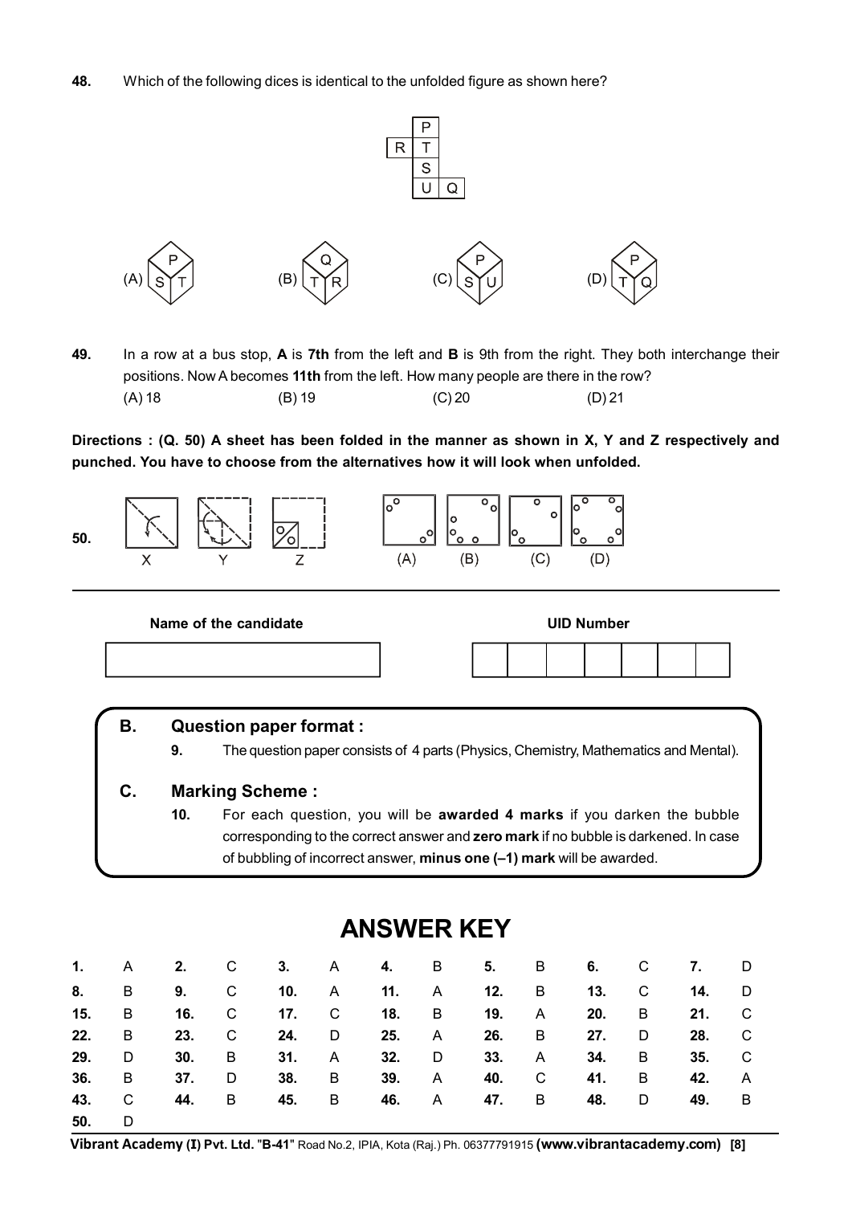**48.** Which of the following dices is identical to the unfolded figure as shown here?

(A) (B) (C) (D)

**49.** In a row at a bus stop, **A** is **7th** from the left and **B** is 9th from the right. They both interchange their positions. Now A becomes **11th** from the left. How many people are there in the row?

(A) 18 (B) 19 (C) 20 (D) 21

**Directions : (Q. 50) A sheet has been folded in the manner as shown in X, Y and Z respectively and punched. You have to choose from the alternatives how it will look when unfolded.**

**50.**

X Y Z (A) (B) (C) (D)

---

**Name of the candidate** **UID Number**

**B. Question paper format :**

9. The question paper consists of 4 parts (Physics, Chemistry, Mathematics and Mental).

**C. Marking Scheme :**

10. For each question, you will be **awarded 4 marks** if you darken the bubble corresponding to the correct answer and **zero mark** if no bubble is darkened. In case of bubbling of incorrect answer, **minus one (–1) mark** will be awarded.

# ANSWER KEY

| | | | | | | | | | | | | | |
|---|---|---|---|---|---|---|---|---|---|---|---|---|---|
| **1.** | A | **2.** | C | **3.** | A | **4.** | B | **5.** | B | **6.** | C | **7.** | D |
| **8.** | B | **9.** | C | **10.** | A | **11.** | A | **12.** | B | **13.** | C | **14.** | D |
| **15.** | B | **16.** | C | **17.** | C | **18.** | B | **19.** | A | **20.** | B | **21.** | C |
| **22.** | B | **23.** | C | **24.** | D | **25.** | A | **26.** | B | **27.** | D | **28.** | C |
| **29.** | D | **30.** | B | **31.** | A | **32.** | D | **33.** | A | **34.** | B | **35.** | C |
| **36.** | B | **37.** | D | **38.** | B | **39.** | A | **40.** | C | **41.** | B | **42.** | A |
| **43.** | C | **44.** | B | **45.** | B | **46.** | A | **47.** | B | **48.** | D | **49.** | B |
| **50.** | D | | | | | | | | | | | | |